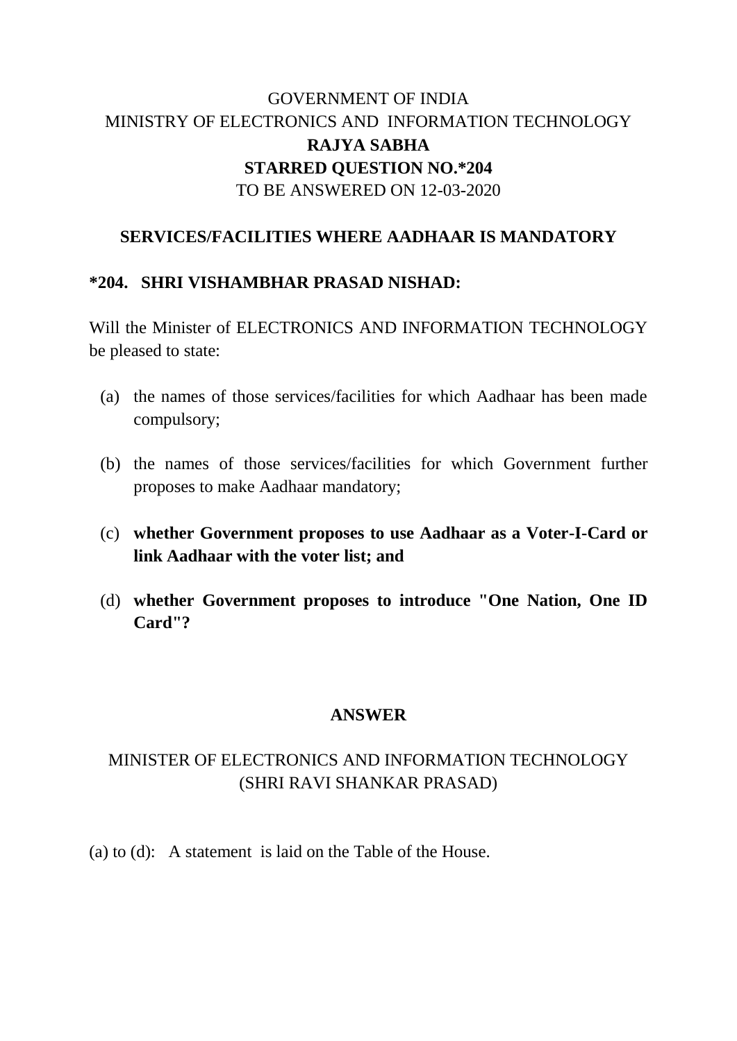GOVERNMENT OF INDIA
MINISTRY OF ELECTRONICS AND INFORMATION TECHNOLOGY
**RAJYA SABHA**
**STARRED QUESTION NO.*204**
TO BE ANSWERED ON 12-03-2020

## SERVICES/FACILITIES WHERE AADHAAR IS MANDATORY

**\*204. SHRI VISHAMBHAR PRASAD NISHAD:**

Will the Minister of ELECTRONICS AND INFORMATION TECHNOLOGY be pleased to state:

(a) the names of those services/facilities for which Aadhaar has been made compulsory;

(b) the names of those services/facilities for which Government further proposes to make Aadhaar mandatory;

(c) **whether Government proposes to use Aadhaar as a Voter-I-Card or link Aadhaar with the voter list; and**

(d) **whether Government proposes to introduce "One Nation, One ID Card"?**

**ANSWER**

MINISTER OF ELECTRONICS AND INFORMATION TECHNOLOGY
(SHRI RAVI SHANKAR PRASAD)

(a) to (d): A statement is laid on the Table of the House.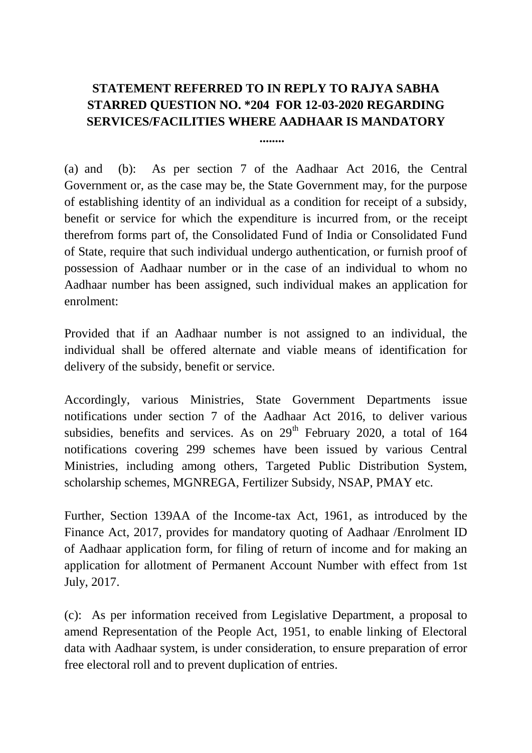**STATEMENT REFERRED TO IN REPLY TO RAJYA SABHA STARRED QUESTION NO. *204 FOR 12-03-2020 REGARDING SERVICES/FACILITIES WHERE AADHAAR IS MANDATORY**

**........**

(a) and (b): As per section 7 of the Aadhaar Act 2016, the Central Government or, as the case may be, the State Government may, for the purpose of establishing identity of an individual as a condition for receipt of a subsidy, benefit or service for which the expenditure is incurred from, or the receipt therefrom forms part of, the Consolidated Fund of India or Consolidated Fund of State, require that such individual undergo authentication, or furnish proof of possession of Aadhaar number or in the case of an individual to whom no Aadhaar number has been assigned, such individual makes an application for enrolment:

Provided that if an Aadhaar number is not assigned to an individual, the individual shall be offered alternate and viable means of identification for delivery of the subsidy, benefit or service.

Accordingly, various Ministries, State Government Departments issue notifications under section 7 of the Aadhaar Act 2016, to deliver various subsidies, benefits and services. As on 29th February 2020, a total of 164 notifications covering 299 schemes have been issued by various Central Ministries, including among others, Targeted Public Distribution System, scholarship schemes, MGNREGA, Fertilizer Subsidy, NSAP, PMAY etc.

Further, Section 139AA of the Income-tax Act, 1961, as introduced by the Finance Act, 2017, provides for mandatory quoting of Aadhaar /Enrolment ID of Aadhaar application form, for filing of return of income and for making an application for allotment of Permanent Account Number with effect from 1st July, 2017.

(c): As per information received from Legislative Department, a proposal to amend Representation of the People Act, 1951, to enable linking of Electoral data with Aadhaar system, is under consideration, to ensure preparation of error free electoral roll and to prevent duplication of entries.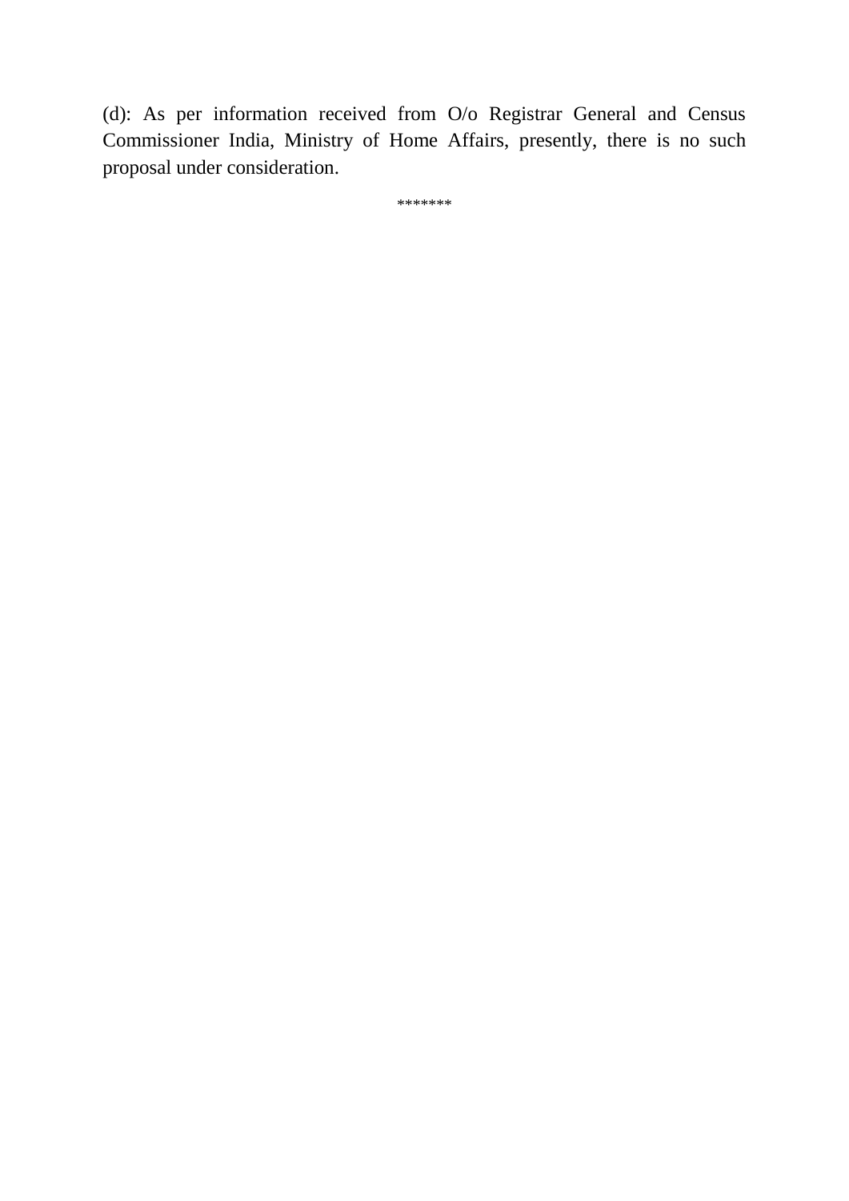(d): As per information received from O/o Registrar General and Census Commissioner India, Ministry of Home Affairs, presently, there is no such proposal under consideration.

*******